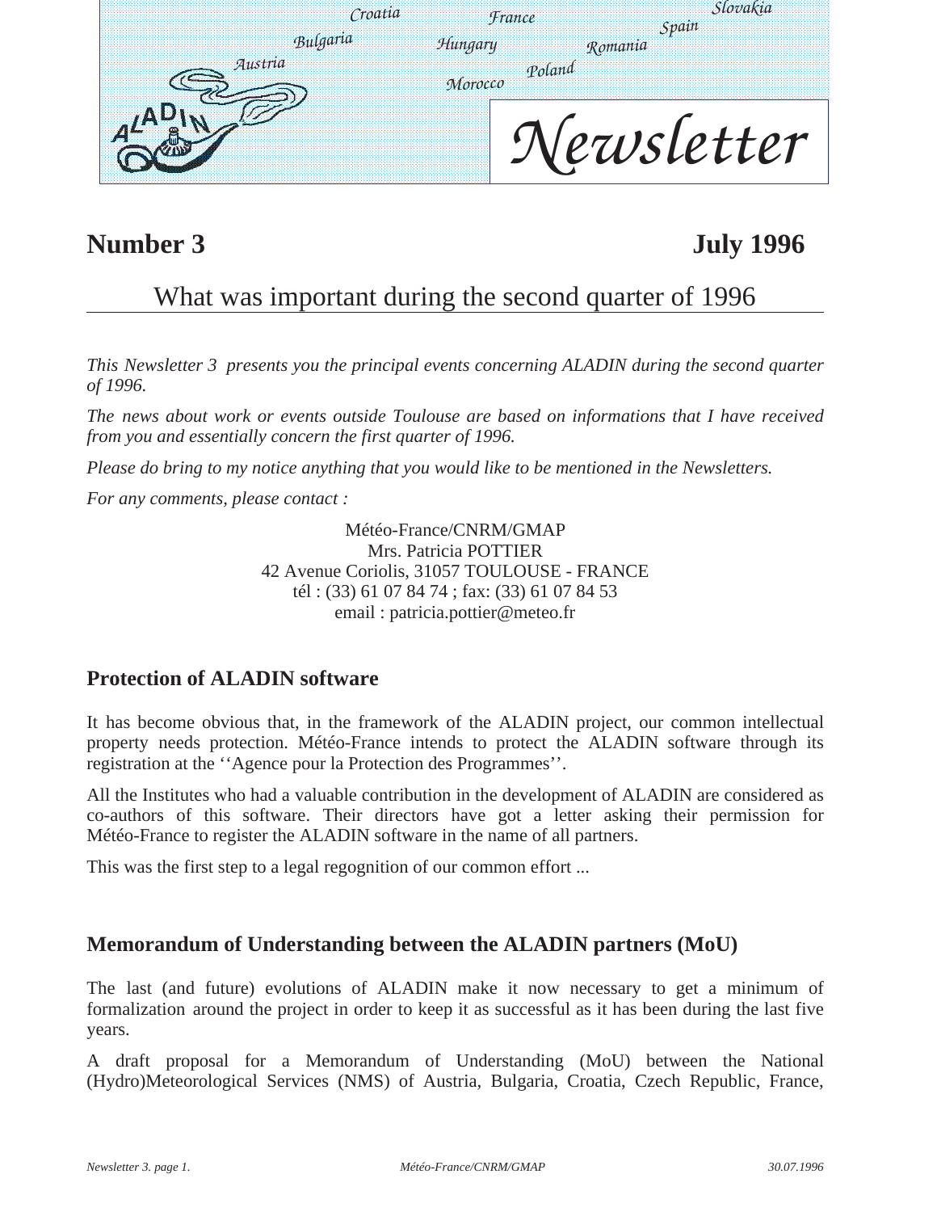Croatia France Slovakia Bulgaria Hungary Romania Spain Austria Poland Morocco

ALADIN

# Newsletter

**Number 3** **July 1996**

## What was important during the second quarter of 1996

*This Newsletter 3 presents you the principal events concerning ALADIN during the second quarter of 1996.*

*The news about work or events outside Toulouse are based on informations that I have received from you and essentially concern the first quarter of 1996.*

*Please do bring to my notice anything that you would like to be mentioned in the Newsletters.*

*For any comments, please contact :*

Météo-France/CNRM/GMAP
Mrs. Patricia POTTIER
42 Avenue Coriolis, 31057 TOULOUSE - FRANCE
tél : (33) 61 07 84 74 ; fax: (33) 61 07 84 53
email : patricia.pottier@meteo.fr

### Protection of ALADIN software

It has become obvious that, in the framework of the ALADIN project, our common intellectual property needs protection. Météo-France intends to protect the ALADIN software through its registration at the ''Agence pour la Protection des Programmes''.

All the Institutes who had a valuable contribution in the development of ALADIN are considered as co-authors of this software. Their directors have got a letter asking their permission for Météo-France to register the ALADIN software in the name of all partners.

This was the first step to a legal regognition of our common effort ...

### Memorandum of Understanding between the ALADIN partners (MoU)

The last (and future) evolutions of ALADIN make it now necessary to get a minimum of formalization around the project in order to keep it as successful as it has been during the last five years.

A draft proposal for a Memorandum of Understanding (MoU) between the National (Hydro)Meteorological Services (NMS) of Austria, Bulgaria, Croatia, Czech Republic, France,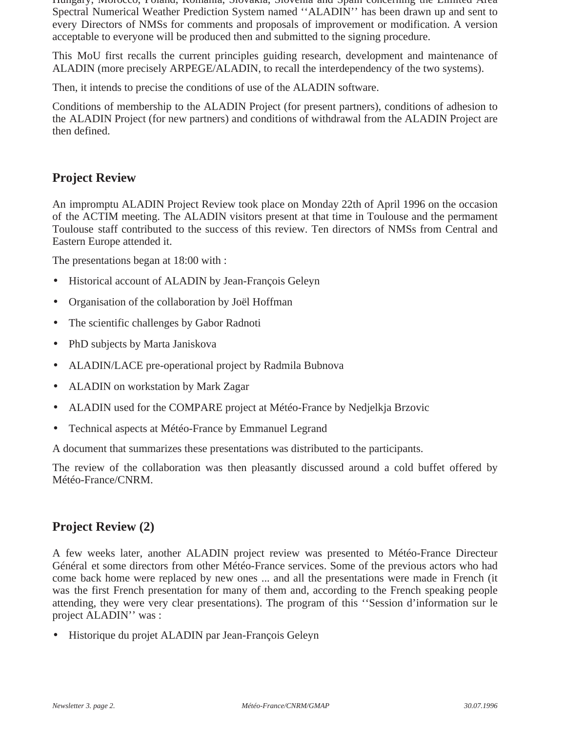Hungary, Morocco, Poland, Romania, Slovakia, Slovenia and Spain concerning the Limited Area Spectral Numerical Weather Prediction System named ''ALADIN'' has been drawn up and sent to every Directors of NMSs for comments and proposals of improvement or modification. A version acceptable to everyone will be produced then and submitted to the signing procedure.

This MoU first recalls the current principles guiding research, development and maintenance of ALADIN (more precisely ARPEGE/ALADIN, to recall the interdependency of the two systems).

Then, it intends to precise the conditions of use of the ALADIN software.

Conditions of membership to the ALADIN Project (for present partners), conditions of adhesion to the ALADIN Project (for new partners) and conditions of withdrawal from the ALADIN Project are then defined.

## Project Review

An impromptu ALADIN Project Review took place on Monday 22th of April 1996 on the occasion of the ACTIM meeting. The ALADIN visitors present at that time in Toulouse and the permament Toulouse staff contributed to the success of this review. Ten directors of NMSs from Central and Eastern Europe attended it.

The presentations began at 18:00 with :

- Historical account of ALADIN by Jean-François Geleyn
- Organisation of the collaboration by Joël Hoffman
- The scientific challenges by Gabor Radnoti
- PhD subjects by Marta Janiskova
- ALADIN/LACE pre-operational project by Radmila Bubnova
- ALADIN on workstation by Mark Zagar
- ALADIN used for the COMPARE project at Météo-France by Nedjelkja Brzovic
- Technical aspects at Météo-France by Emmanuel Legrand

A document that summarizes these presentations was distributed to the participants.

The review of the collaboration was then pleasantly discussed around a cold buffet offered by Météo-France/CNRM.

## Project Review (2)

A few weeks later, another ALADIN project review was presented to Météo-France Directeur Général et some directors from other Météo-France services. Some of the previous actors who had come back home were replaced by new ones ... and all the presentations were made in French (it was the first French presentation for many of them and, according to the French speaking people attending, they were very clear presentations). The program of this ''Session d'information sur le project ALADIN'' was :

- Historique du projet ALADIN par Jean-François Geleyn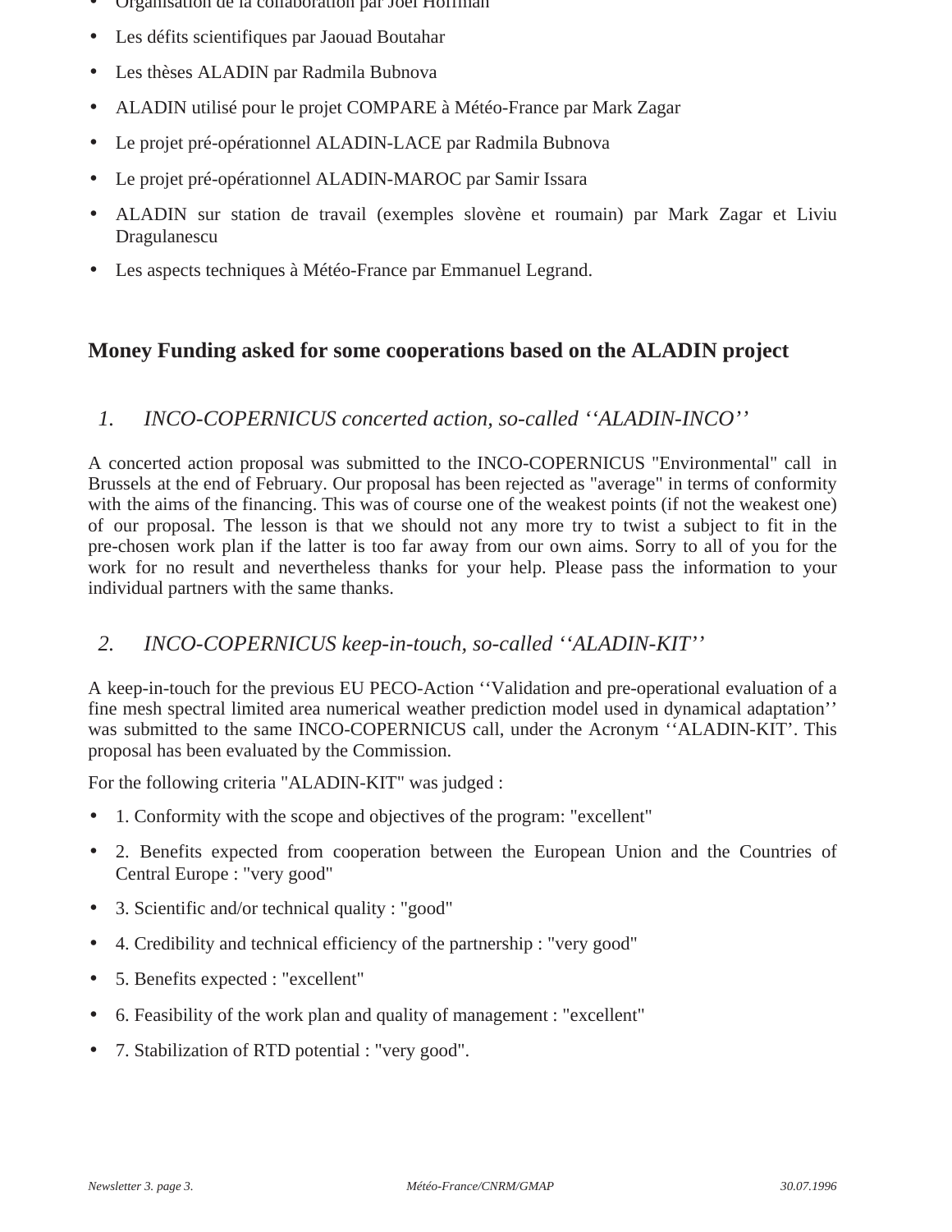- Organisation de la collaboration par Joël Hoffman
- Les défits scientifiques par Jaouad Boutahar
- Les thèses ALADIN par Radmila Bubnova
- ALADIN utilisé pour le projet COMPARE à Météo-France par Mark Zagar
- Le projet pré-opérationnel ALADIN-LACE par Radmila Bubnova
- Le projet pré-opérationnel ALADIN-MAROC par Samir Issara
- ALADIN sur station de travail (exemples slovène et roumain) par Mark Zagar et Liviu Dragulanescu
- Les aspects techniques à Météo-France par Emmanuel Legrand.

## Money Funding asked for some cooperations based on the ALADIN project

### *1. INCO-COPERNICUS concerted action, so-called ''ALADIN-INCO''*

A concerted action proposal was submitted to the INCO-COPERNICUS "Environmental" call in Brussels at the end of February. Our proposal has been rejected as "average" in terms of conformity with the aims of the financing. This was of course one of the weakest points (if not the weakest one) of our proposal. The lesson is that we should not any more try to twist a subject to fit in the pre-chosen work plan if the latter is too far away from our own aims. Sorry to all of you for the work for no result and nevertheless thanks for your help. Please pass the information to your individual partners with the same thanks.

### *2. INCO-COPERNICUS keep-in-touch, so-called ''ALADIN-KIT''*

A keep-in-touch for the previous EU PECO-Action ''Validation and pre-operational evaluation of a fine mesh spectral limited area numerical weather prediction model used in dynamical adaptation'' was submitted to the same INCO-COPERNICUS call, under the Acronym ''ALADIN-KIT'. This proposal has been evaluated by the Commission.

For the following criteria "ALADIN-KIT" was judged :

- 1. Conformity with the scope and objectives of the program: "excellent"
- 2. Benefits expected from cooperation between the European Union and the Countries of Central Europe : "very good"
- 3. Scientific and/or technical quality : "good"
- 4. Credibility and technical efficiency of the partnership : "very good"
- 5. Benefits expected : "excellent"
- 6. Feasibility of the work plan and quality of management : "excellent"
- 7. Stabilization of RTD potential : "very good".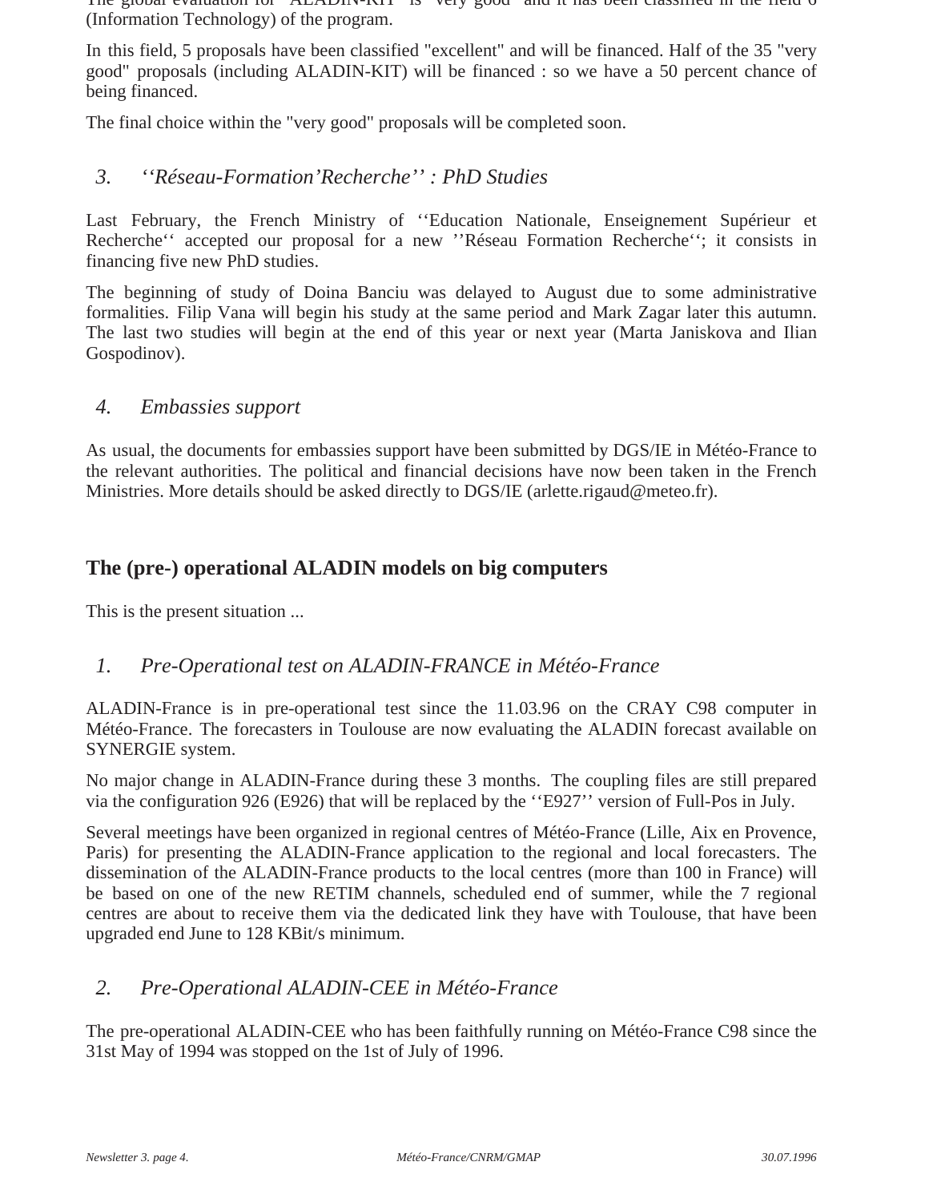The global evaluation for "ALADIN-KIT" is "very good" and it has been classified in the field 6 (Information Technology) of the program.

In this field, 5 proposals have been classified "excellent" and will be financed. Half of the 35 "very good" proposals (including ALADIN-KIT) will be financed : so we have a 50 percent chance of being financed.

The final choice within the "very good" proposals will be completed soon.

### *3. ''Réseau-Formation'Recherche'' : PhD Studies*

Last February, the French Ministry of ''Education Nationale, Enseignement Supérieur et Recherche'' accepted our proposal for a new ''Réseau Formation Recherche''; it consists in financing five new PhD studies.

The beginning of study of Doina Banciu was delayed to August due to some administrative formalities. Filip Vana will begin his study at the same period and Mark Zagar later this autumn. The last two studies will begin at the end of this year or next year (Marta Janiskova and Ilian Gospodinov).

### *4. Embassies support*

As usual, the documents for embassies support have been submitted by DGS/IE in Météo-France to the relevant authorities. The political and financial decisions have now been taken in the French Ministries. More details should be asked directly to DGS/IE (arlette.rigaud@meteo.fr).

## The (pre-) operational ALADIN models on big computers

This is the present situation ...

### *1. Pre-Operational test on ALADIN-FRANCE in Météo-France*

ALADIN-France is in pre-operational test since the 11.03.96 on the CRAY C98 computer in Météo-France. The forecasters in Toulouse are now evaluating the ALADIN forecast available on SYNERGIE system.

No major change in ALADIN-France during these 3 months. The coupling files are still prepared via the configuration 926 (E926) that will be replaced by the ''E927'' version of Full-Pos in July.

Several meetings have been organized in regional centres of Météo-France (Lille, Aix en Provence, Paris) for presenting the ALADIN-France application to the regional and local forecasters. The dissemination of the ALADIN-France products to the local centres (more than 100 in France) will be based on one of the new RETIM channels, scheduled end of summer, while the 7 regional centres are about to receive them via the dedicated link they have with Toulouse, that have been upgraded end June to 128 KBit/s minimum.

### *2. Pre-Operational ALADIN-CEE in Météo-France*

The pre-operational ALADIN-CEE who has been faithfully running on Météo-France C98 since the 31st May of 1994 was stopped on the 1st of July of 1996.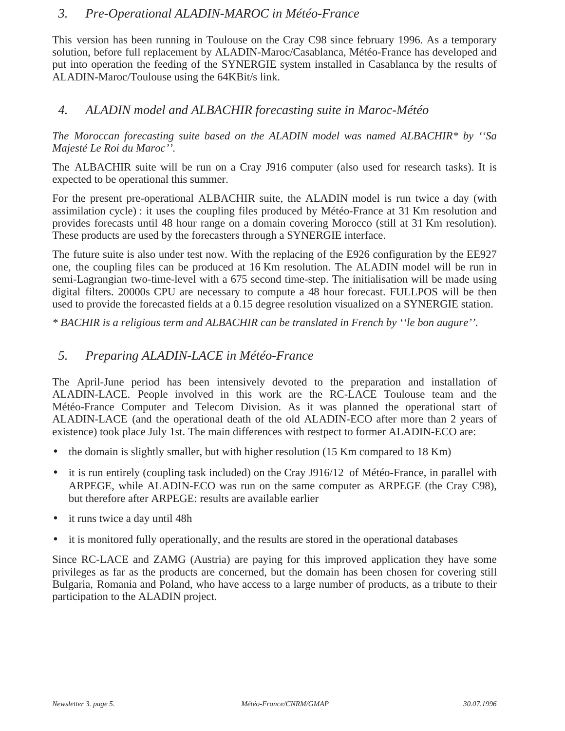## *3. Pre-Operational ALADIN-MAROC in Météo-France*

This version has been running in Toulouse on the Cray C98 since february 1996. As a temporary solution, before full replacement by ALADIN-Maroc/Casablanca, Météo-France has developed and put into operation the feeding of the SYNERGIE system installed in Casablanca by the results of ALADIN-Maroc/Toulouse using the 64KBit/s link.

## *4. ALADIN model and ALBACHIR forecasting suite in Maroc-Météo*

*The Moroccan forecasting suite based on the ALADIN model was named ALBACHIR\* by ''Sa Majesté Le Roi du Maroc''.*

The ALBACHIR suite will be run on a Cray J916 computer (also used for research tasks). It is expected to be operational this summer.

For the present pre-operational ALBACHIR suite, the ALADIN model is run twice a day (with assimilation cycle) : it uses the coupling files produced by Météo-France at 31 Km resolution and provides forecasts until 48 hour range on a domain covering Morocco (still at 31 Km resolution). These products are used by the forecasters through a SYNERGIE interface.

The future suite is also under test now. With the replacing of the E926 configuration by the EE927 one, the coupling files can be produced at 16 Km resolution. The ALADIN model will be run in semi-Lagrangian two-time-level with a 675 second time-step. The initialisation will be made using digital filters. 20000s CPU are necessary to compute a 48 hour forecast. FULLPOS will be then used to provide the forecasted fields at a 0.15 degree resolution visualized on a SYNERGIE station.

*\* BACHIR is a religious term and ALBACHIR can be translated in French by ''le bon augure''.*

## *5. Preparing ALADIN-LACE in Météo-France*

The April-June period has been intensively devoted to the preparation and installation of ALADIN-LACE. People involved in this work are the RC-LACE Toulouse team and the Météo-France Computer and Telecom Division. As it was planned the operational start of ALADIN-LACE (and the operational death of the old ALADIN-ECO after more than 2 years of existence) took place July 1st. The main differences with restpect to former ALADIN-ECO are:

- the domain is slightly smaller, but with higher resolution (15 Km compared to 18 Km)
- it is run entirely (coupling task included) on the Cray J916/12 of Météo-France, in parallel with ARPEGE, while ALADIN-ECO was run on the same computer as ARPEGE (the Cray C98), but therefore after ARPEGE: results are available earlier
- it runs twice a day until 48h
- it is monitored fully operationally, and the results are stored in the operational databases

Since RC-LACE and ZAMG (Austria) are paying for this improved application they have some privileges as far as the products are concerned, but the domain has been chosen for covering still Bulgaria, Romania and Poland, who have access to a large number of products, as a tribute to their participation to the ALADIN project.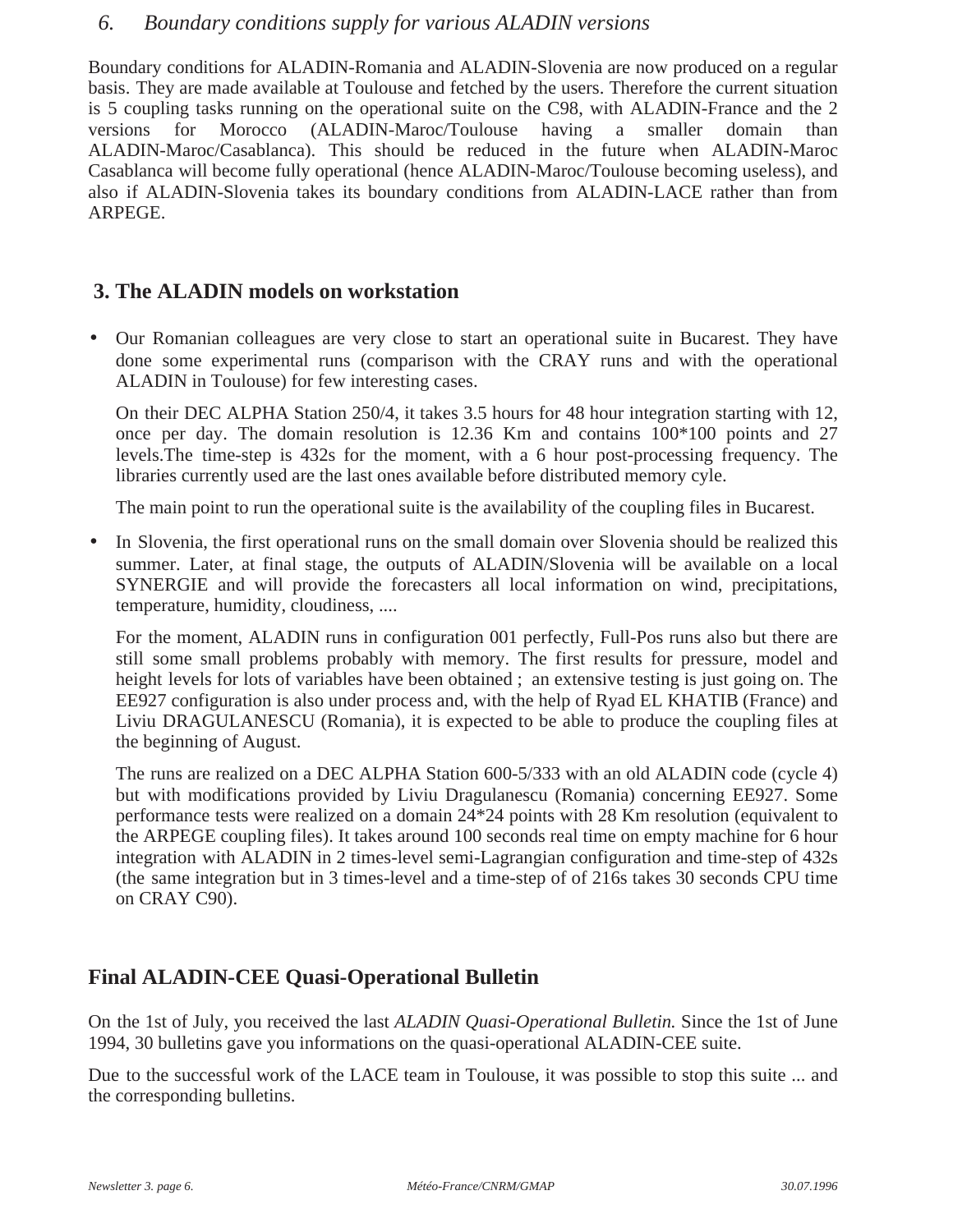### *6. Boundary conditions supply for various ALADIN versions*

Boundary conditions for ALADIN-Romania and ALADIN-Slovenia are now produced on a regular basis. They are made available at Toulouse and fetched by the users. Therefore the current situation is 5 coupling tasks running on the operational suite on the C98, with ALADIN-France and the 2 versions for Morocco (ALADIN-Maroc/Toulouse having a smaller domain than ALADIN-Maroc/Casablanca). This should be reduced in the future when ALADIN-Maroc Casablanca will become fully operational (hence ALADIN-Maroc/Toulouse becoming useless), and also if ALADIN-Slovenia takes its boundary conditions from ALADIN-LACE rather than from ARPEGE.

## 3. The ALADIN models on workstation

- Our Romanian colleagues are very close to start an operational suite in Bucarest. They have done some experimental runs (comparison with the CRAY runs and with the operational ALADIN in Toulouse) for few interesting cases.

  On their DEC ALPHA Station 250/4, it takes 3.5 hours for 48 hour integration starting with 12, once per day. The domain resolution is 12.36 Km and contains 100*100 points and 27 levels.The time-step is 432s for the moment, with a 6 hour post-processing frequency. The libraries currently used are the last ones available before distributed memory cyle.

  The main point to run the operational suite is the availability of the coupling files in Bucarest.

- In Slovenia, the first operational runs on the small domain over Slovenia should be realized this summer. Later, at final stage, the outputs of ALADIN/Slovenia will be available on a local SYNERGIE and will provide the forecasters all local information on wind, precipitations, temperature, humidity, cloudiness, ....

  For the moment, ALADIN runs in configuration 001 perfectly, Full-Pos runs also but there are still some small problems probably with memory. The first results for pressure, model and height levels for lots of variables have been obtained ; an extensive testing is just going on. The EE927 configuration is also under process and, with the help of Ryad EL KHATIB (France) and Liviu DRAGULANESCU (Romania), it is expected to be able to produce the coupling files at the beginning of August.

  The runs are realized on a DEC ALPHA Station 600-5/333 with an old ALADIN code (cycle 4) but with modifications provided by Liviu Dragulanescu (Romania) concerning EE927. Some performance tests were realized on a domain 24*24 points with 28 Km resolution (equivalent to the ARPEGE coupling files). It takes around 100 seconds real time on empty machine for 6 hour integration with ALADIN in 2 times-level semi-Lagrangian configuration and time-step of 432s (the same integration but in 3 times-level and a time-step of of 216s takes 30 seconds CPU time on CRAY C90).

## Final ALADIN-CEE Quasi-Operational Bulletin

On the 1st of July, you received the last *ALADIN Quasi-Operational Bulletin.* Since the 1st of June 1994, 30 bulletins gave you informations on the quasi-operational ALADIN-CEE suite.

Due to the successful work of the LACE team in Toulouse, it was possible to stop this suite ... and the corresponding bulletins.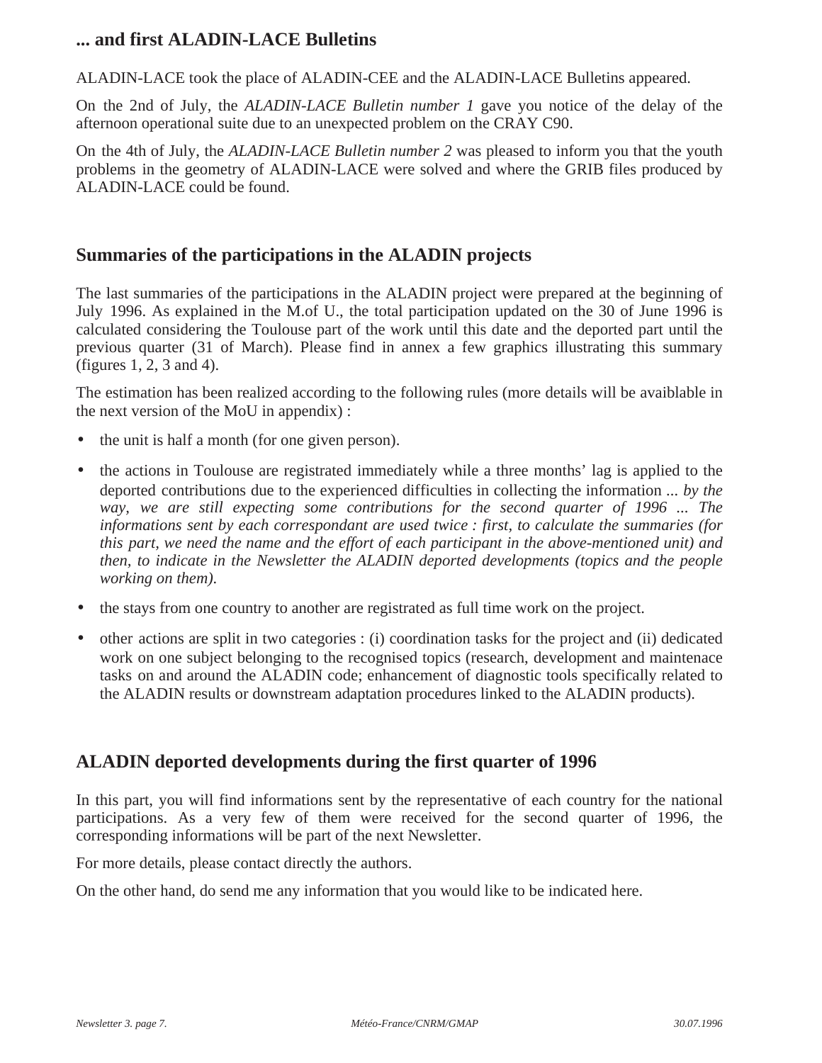## ... and first ALADIN-LACE Bulletins

ALADIN-LACE took the place of ALADIN-CEE and the ALADIN-LACE Bulletins appeared.

On the 2nd of July, the *ALADIN-LACE Bulletin number 1* gave you notice of the delay of the afternoon operational suite due to an unexpected problem on the CRAY C90.

On the 4th of July, the *ALADIN-LACE Bulletin number 2* was pleased to inform you that the youth problems in the geometry of ALADIN-LACE were solved and where the GRIB files produced by ALADIN-LACE could be found.

## Summaries of the participations in the ALADIN projects

The last summaries of the participations in the ALADIN project were prepared at the beginning of July 1996. As explained in the M.of U., the total participation updated on the 30 of June 1996 is calculated considering the Toulouse part of the work until this date and the deported part until the previous quarter (31 of March). Please find in annex a few graphics illustrating this summary (figures 1, 2, 3 and 4).

The estimation has been realized according to the following rules (more details will be avaiblable in the next version of the MoU in appendix) :

- the unit is half a month (for one given person).
- the actions in Toulouse are registrated immediately while a three months' lag is applied to the deported contributions due to the experienced difficulties in collecting the information ... *by the way, we are still expecting some contributions for the second quarter of 1996 ... The informations sent by each correspondant are used twice : first, to calculate the summaries (for this part, we need the name and the effort of each participant in the above-mentioned unit) and then, to indicate in the Newsletter the ALADIN deported developments (topics and the people working on them).*
- the stays from one country to another are registrated as full time work on the project.
- other actions are split in two categories : (i) coordination tasks for the project and (ii) dedicated work on one subject belonging to the recognised topics (research, development and maintenace tasks on and around the ALADIN code; enhancement of diagnostic tools specifically related to the ALADIN results or downstream adaptation procedures linked to the ALADIN products).

## ALADIN deported developments during the first quarter of 1996

In this part, you will find informations sent by the representative of each country for the national participations. As a very few of them were received for the second quarter of 1996, the corresponding informations will be part of the next Newsletter.

For more details, please contact directly the authors.

On the other hand, do send me any information that you would like to be indicated here.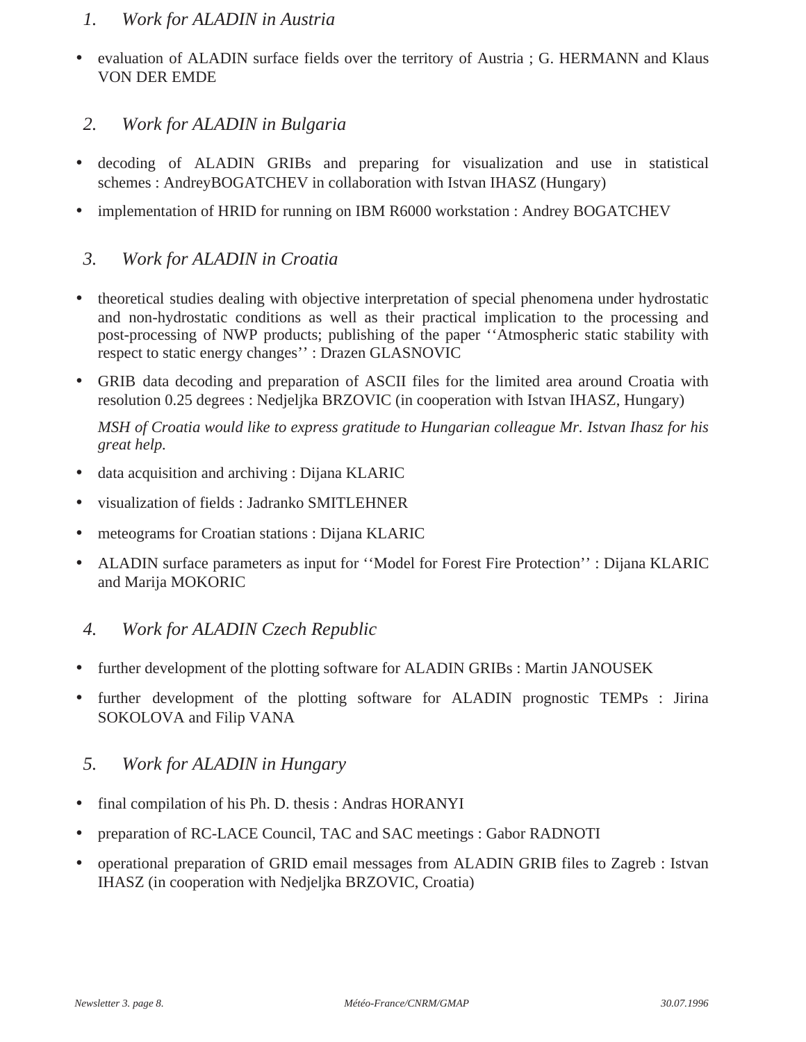## *1. Work for ALADIN in Austria*

- evaluation of ALADIN surface fields over the territory of Austria ; G. HERMANN and Klaus VON DER EMDE

## *2. Work for ALADIN in Bulgaria*

- decoding of ALADIN GRIBs and preparing for visualization and use in statistical schemes : AndreyBOGATCHEV in collaboration with Istvan IHASZ (Hungary)
- implementation of HRID for running on IBM R6000 workstation : Andrey BOGATCHEV

## *3. Work for ALADIN in Croatia*

- theoretical studies dealing with objective interpretation of special phenomena under hydrostatic and non-hydrostatic conditions as well as their practical implication to the processing and post-processing of NWP products; publishing of the paper ''Atmospheric static stability with respect to static energy changes'' : Drazen GLASNOVIC
- GRIB data decoding and preparation of ASCII files for the limited area around Croatia with resolution 0.25 degrees : Nedjeljka BRZOVIC (in cooperation with Istvan IHASZ, Hungary)

  *MSH of Croatia would like to express gratitude to Hungarian colleague Mr. Istvan Ihasz for his great help.*
- data acquisition and archiving : Dijana KLARIC
- visualization of fields : Jadranko SMITLEHNER
- meteograms for Croatian stations : Dijana KLARIC
- ALADIN surface parameters as input for ''Model for Forest Fire Protection'' : Dijana KLARIC and Marija MOKORIC

## *4. Work for ALADIN Czech Republic*

- further development of the plotting software for ALADIN GRIBs : Martin JANOUSEK
- further development of the plotting software for ALADIN prognostic TEMPs : Jirina SOKOLOVA and Filip VANA

## *5. Work for ALADIN in Hungary*

- final compilation of his Ph. D. thesis : Andras HORANYI
- preparation of RC-LACE Council, TAC and SAC meetings : Gabor RADNOTI
- operational preparation of GRID email messages from ALADIN GRIB files to Zagreb : Istvan IHASZ (in cooperation with Nedjeljka BRZOVIC, Croatia)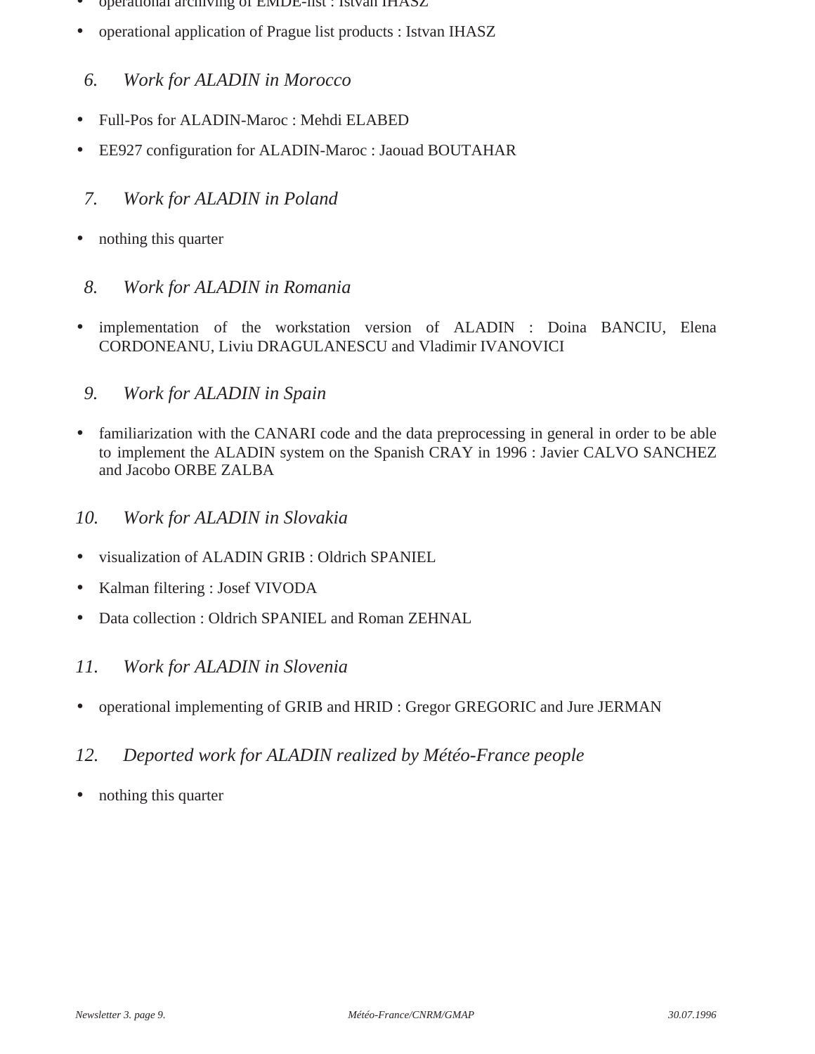- operational archiving of EMDE-list : Istvan IHASZ
- operational application of Prague list products : Istvan IHASZ

## *6. Work for ALADIN in Morocco*

- Full-Pos for ALADIN-Maroc : Mehdi ELABED
- EE927 configuration for ALADIN-Maroc : Jaouad BOUTAHAR

## *7. Work for ALADIN in Poland*

- nothing this quarter

## *8. Work for ALADIN in Romania*

- implementation of the workstation version of ALADIN : Doina BANCIU, Elena CORDONEANU, Liviu DRAGULANESCU and Vladimir IVANOVICI

## *9. Work for ALADIN in Spain*

- familiarization with the CANARI code and the data preprocessing in general in order to be able to implement the ALADIN system on the Spanish CRAY in 1996 : Javier CALVO SANCHEZ and Jacobo ORBE ZALBA

## *10. Work for ALADIN in Slovakia*

- visualization of ALADIN GRIB : Oldrich SPANIEL
- Kalman filtering : Josef VIVODA
- Data collection : Oldrich SPANIEL and Roman ZEHNAL

## *11. Work for ALADIN in Slovenia*

- operational implementing of GRIB and HRID : Gregor GREGORIC and Jure JERMAN

## *12. Deported work for ALADIN realized by Météo-France people*

- nothing this quarter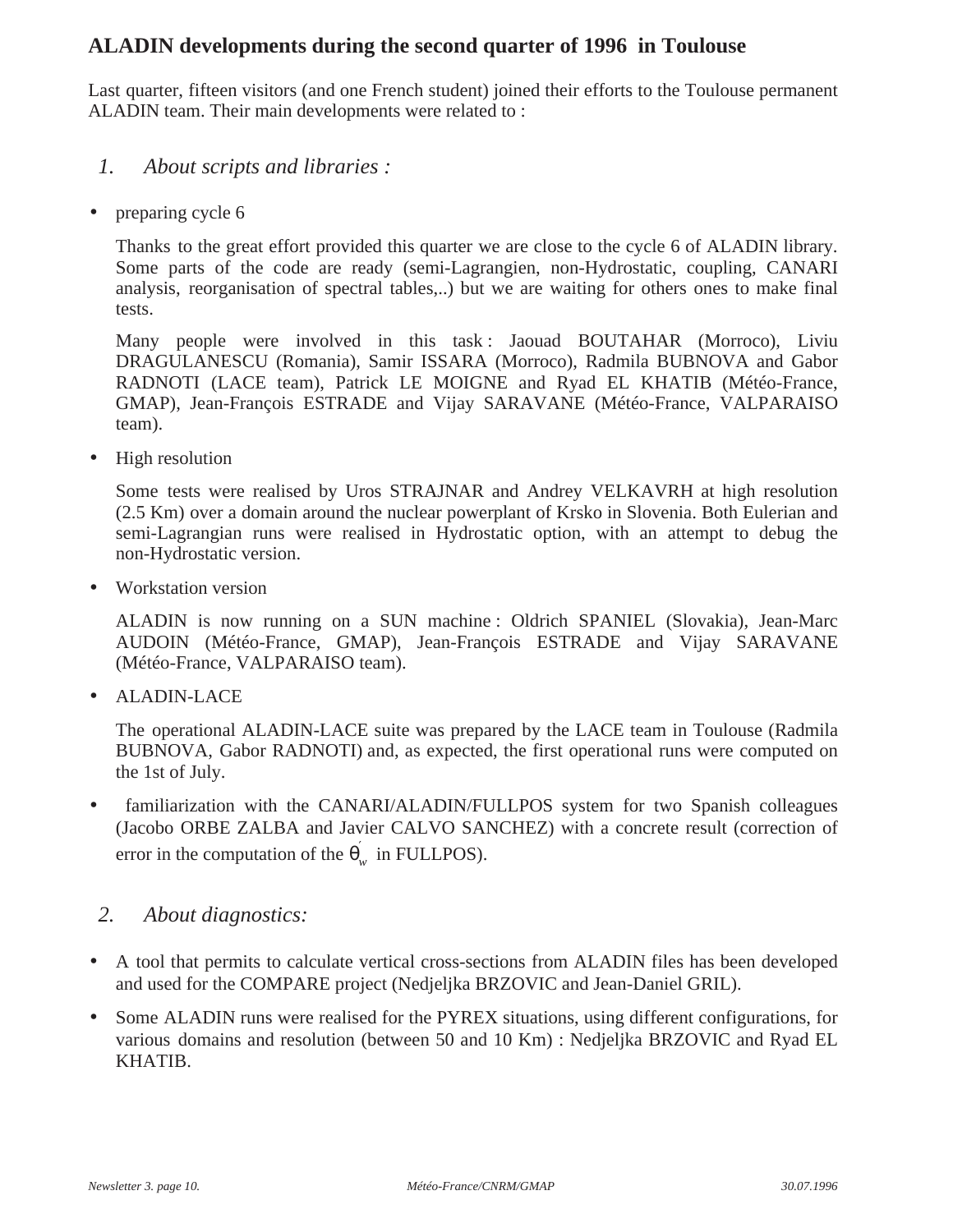## ALADIN developments during the second quarter of 1996 in Toulouse

Last quarter, fifteen visitors (and one French student) joined their efforts to the Toulouse permanent ALADIN team. Their main developments were related to :

### 1. *About scripts and libraries :*

- preparing cycle 6

  Thanks to the great effort provided this quarter we are close to the cycle 6 of ALADIN library. Some parts of the code are ready (semi-Lagrangien, non-Hydrostatic, coupling, CANARI analysis, reorganisation of spectral tables,..) but we are waiting for others ones to make final tests.

  Many people were involved in this task : Jaouad BOUTAHAR (Morroco), Liviu DRAGULANESCU (Romania), Samir ISSARA (Morroco), Radmila BUBNOVA and Gabor RADNOTI (LACE team), Patrick LE MOIGNE and Ryad EL KHATIB (Météo-France, GMAP), Jean-François ESTRADE and Vijay SARAVANE (Météo-France, VALPARAISO team).

- High resolution

  Some tests were realised by Uros STRAJNAR and Andrey VELKAVRH at high resolution (2.5 Km) over a domain around the nuclear powerplant of Krsko in Slovenia. Both Eulerian and semi-Lagrangian runs were realised in Hydrostatic option, with an attempt to debug the non-Hydrostatic version.

- Workstation version

  ALADIN is now running on a SUN machine : Oldrich SPANIEL (Slovakia), Jean-Marc AUDOIN (Météo-France, GMAP), Jean-François ESTRADE and Vijay SARAVANE (Météo-France, VALPARAISO team).

- ALADIN-LACE

  The operational ALADIN-LACE suite was prepared by the LACE team in Toulouse (Radmila BUBNOVA, Gabor RADNOTI) and, as expected, the first operational runs were computed on the 1st of July.

- familiarization with the CANARI/ALADIN/FULLPOS system for two Spanish colleagues (Jacobo ORBE ZALBA and Javier CALVO SANCHEZ) with a concrete result (correction of error in the computation of the $\theta'_w$ in FULLPOS).

### 2. *About diagnostics:*

- A tool that permits to calculate vertical cross-sections from ALADIN files has been developed and used for the COMPARE project (Nedjeljka BRZOVIC and Jean-Daniel GRIL).
- Some ALADIN runs were realised for the PYREX situations, using different configurations, for various domains and resolution (between 50 and 10 Km) : Nedjeljka BRZOVIC and Ryad EL KHATIB.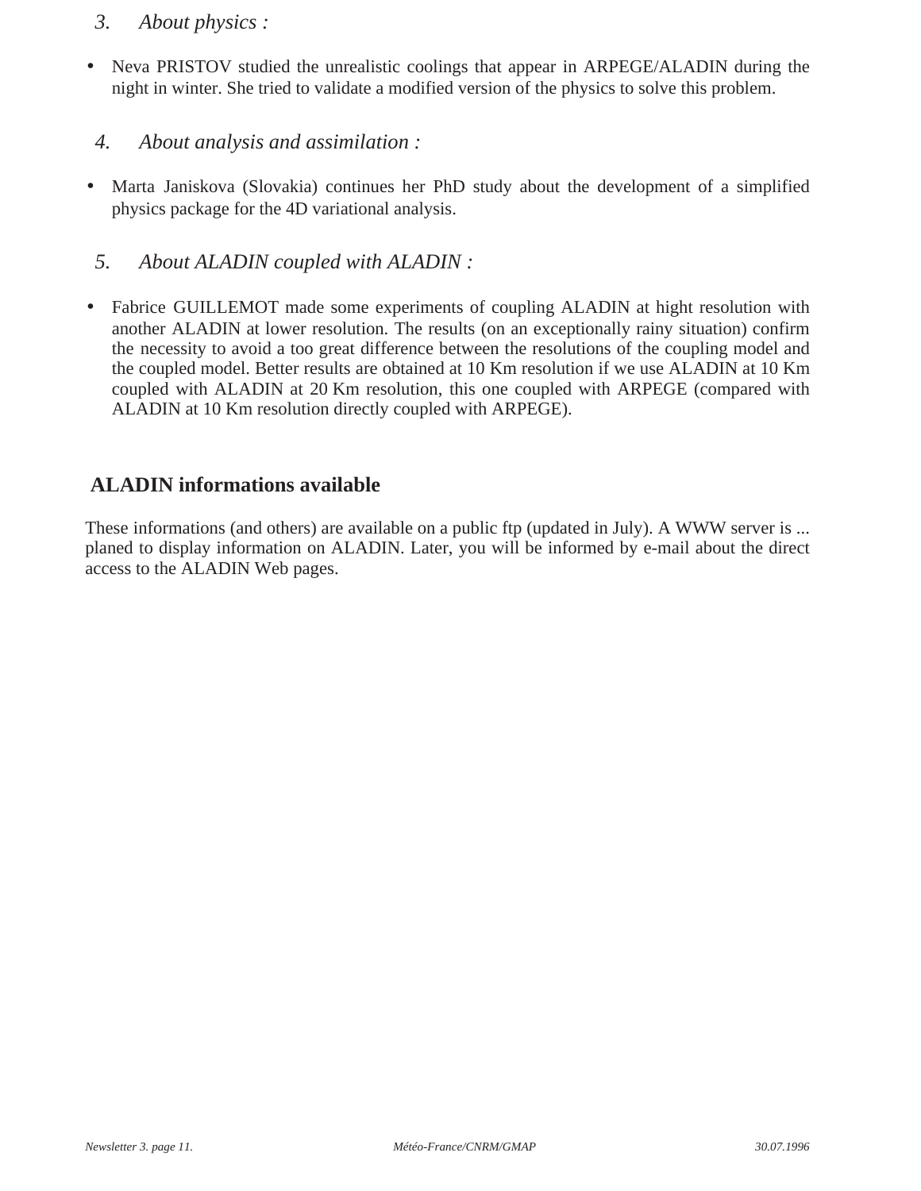### 3. *About physics :*

- Neva PRISTOV studied the unrealistic coolings that appear in ARPEGE/ALADIN during the night in winter. She tried to validate a modified version of the physics to solve this problem.

### 4. *About analysis and assimilation :*

- Marta Janiskova (Slovakia) continues her PhD study about the development of a simplified physics package for the 4D variational analysis.

### 5. *About ALADIN coupled with ALADIN :*

- Fabrice GUILLEMOT made some experiments of coupling ALADIN at hight resolution with another ALADIN at lower resolution. The results (on an exceptionally rainy situation) confirm the necessity to avoid a too great difference between the resolutions of the coupling model and the coupled model. Better results are obtained at 10 Km resolution if we use ALADIN at 10 Km coupled with ALADIN at 20 Km resolution, this one coupled with ARPEGE (compared with ALADIN at 10 Km resolution directly coupled with ARPEGE).

## ALADIN informations available

These informations (and others) are available on a public ftp (updated in July). A WWW server is ... planed to display information on ALADIN. Later, you will be informed by e-mail about the direct access to the ALADIN Web pages.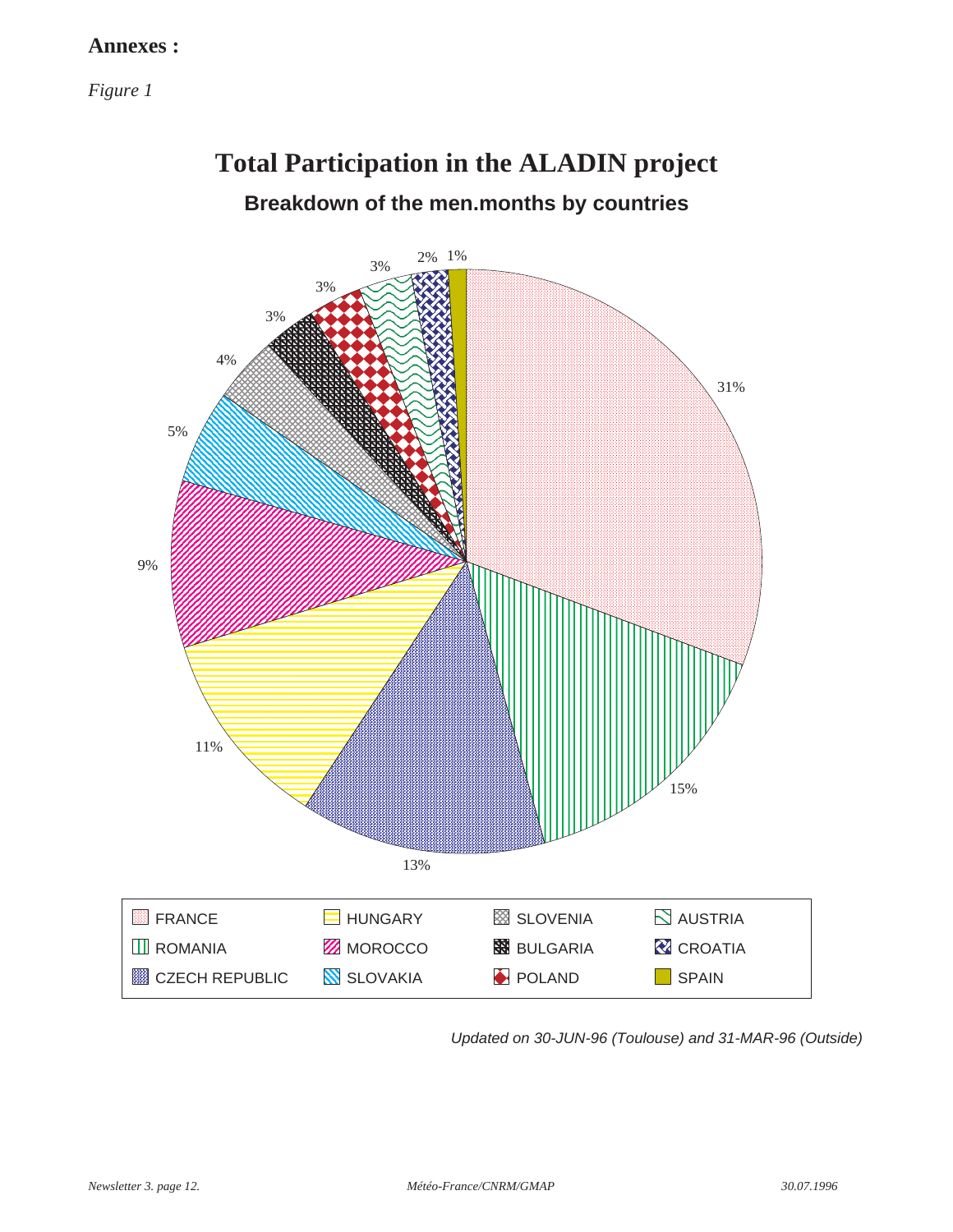**Annexes :**

*Figure 1*

# Total Participation in the ALADIN project

## Breakdown of the men.months by countries

| Country | Share |
|---|---|
| FRANCE | 31% |
| ROMANIA | 15% |
| CZECH REPUBLIC | 13% |
| HUNGARY | 11% |
| MOROCCO | 9% |
| SLOVAKIA | 5% |
| SLOVENIA | 4% |
| BULGARIA | 3% |
| POLAND | 3% |
| AUSTRIA | 3% |
| CROATIA | 2% |
| SPAIN | 1% |

*Updated on 30-JUN-96 (Toulouse) and 31-MAR-96 (Outside)*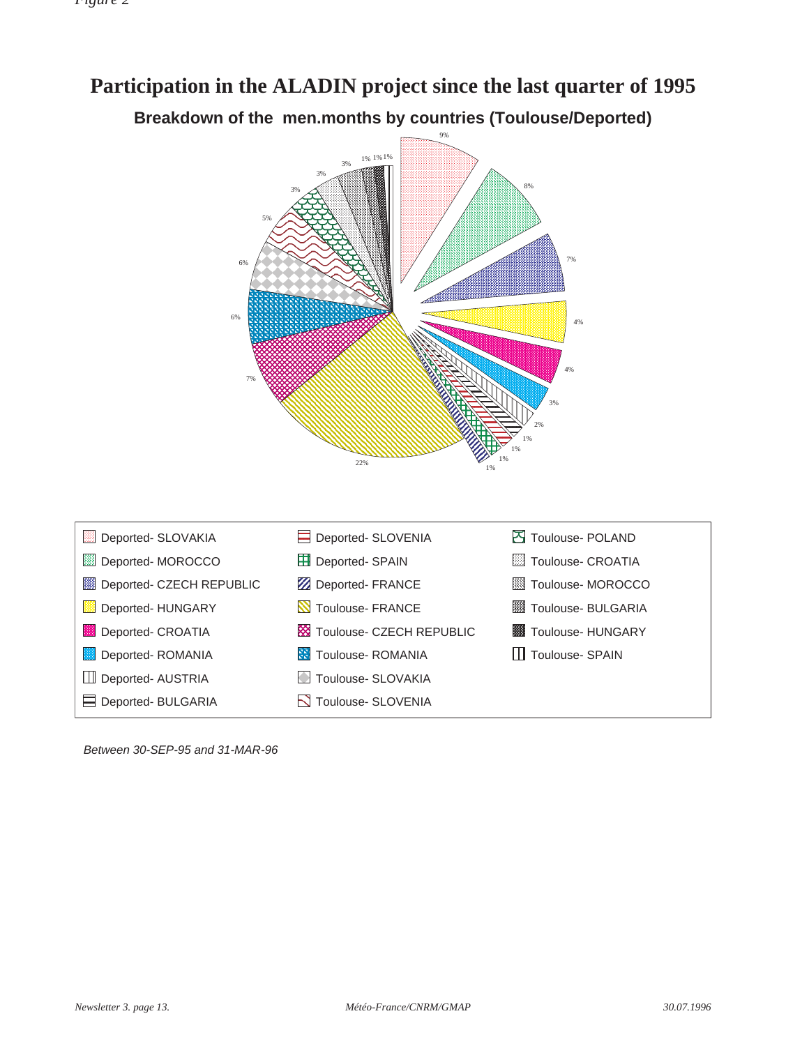*Figure 2*

# Participation in the ALADIN project since the last quarter of 1995

## Breakdown of the men.months by countries (Toulouse/Deported)

9%, 8%, 7%, 4%, 4%, 3%, 2%, 1%, 1%, 1%, 1%, 22%, 7%, 6%, 6%, 5%, 3%, 3%, 3%, 1%, 1%, 1%

| | | |
|---|---|---|
| Deported- SLOVAKIA | Deported- SLOVENIA | Toulouse- POLAND |
| Deported- MOROCCO | Deported- SPAIN | Toulouse- CROATIA |
| Deported- CZECH REPUBLIC | Deported- FRANCE | Toulouse- MOROCCO |
| Deported- HUNGARY | Toulouse- FRANCE | Toulouse- BULGARIA |
| Deported- CROATIA | Toulouse- CZECH REPUBLIC | Toulouse- HUNGARY |
| Deported- ROMANIA | Toulouse- ROMANIA | Toulouse- SPAIN |
| Deported- AUSTRIA | Toulouse- SLOVAKIA | |
| Deported- BULGARIA | Toulouse- SLOVENIA | |

*Between 30-SEP-95 and 31-MAR-96*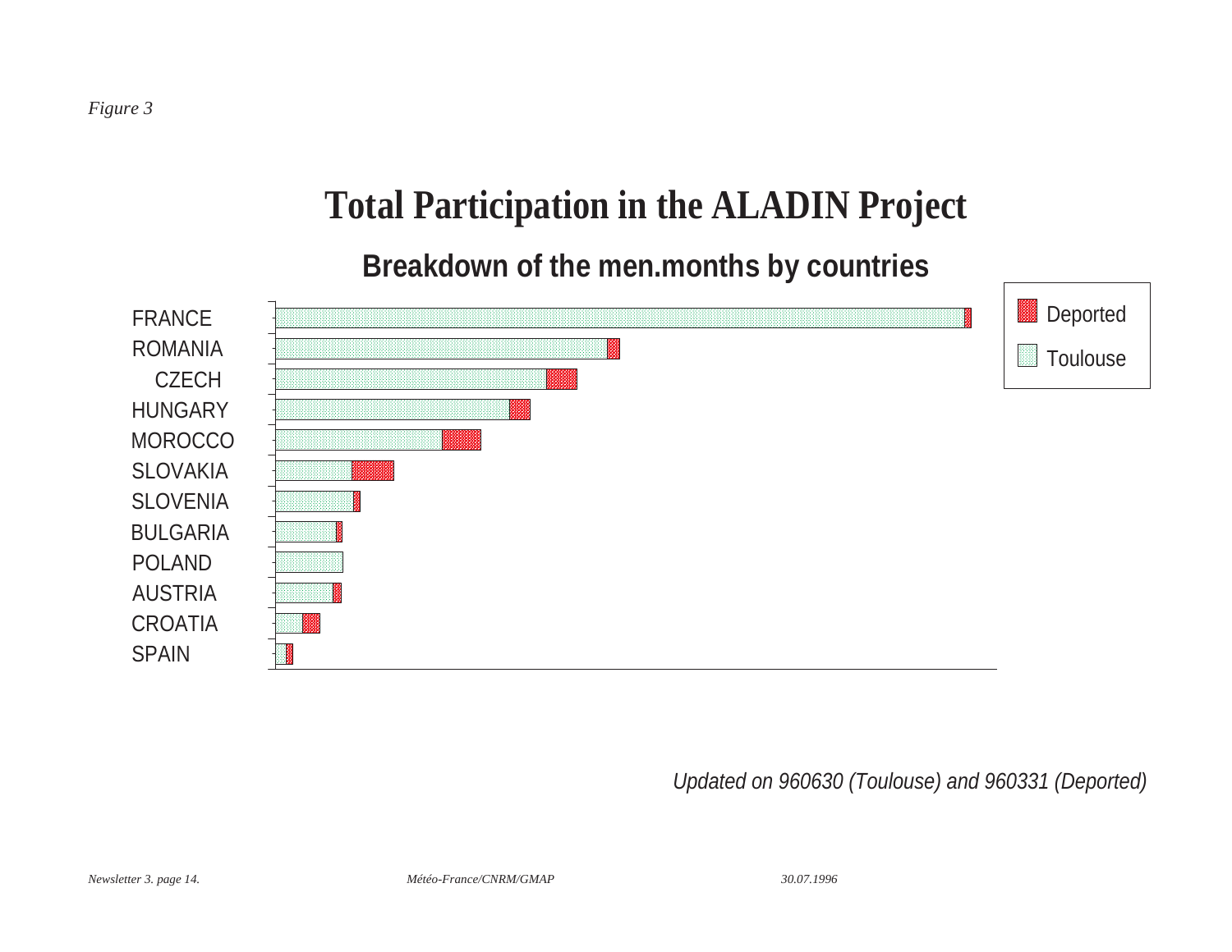*Figure 3*

# Total Participation in the ALADIN Project

## Breakdown of the men.months by countries

FRANCE
ROMANIA
CZECH
HUNGARY
MOROCCO
SLOVAKIA
SLOVENIA
BULGARIA
POLAND
AUSTRIA
CROATIA
SPAIN

Deported
Toulouse

*Updated on 960630 (Toulouse) and 960331 (Deported)*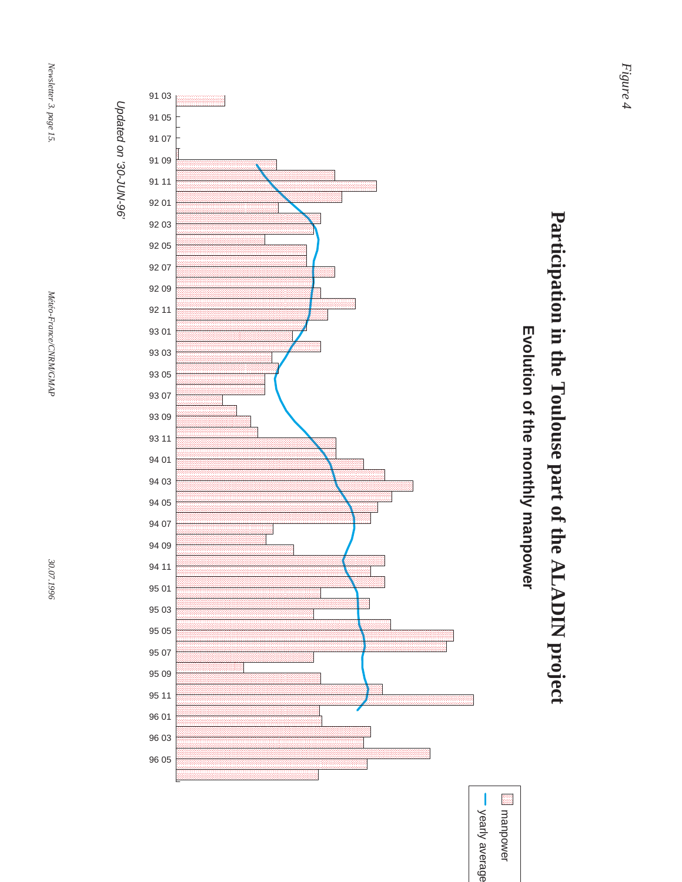*Figure 4*

# Participation in the Toulouse part of the ALADIN project

## Evolution of the monthly manpower

manpower
yearly average

91 03
91 05
91 07
91 09
91 11
92 01
92 03
92 05
92 07
92 09
92 11
93 01
93 03
93 05
93 07
93 09
93 11
94 01
94 03
94 05
94 07
94 09
94 11
95 01
95 03
95 05
95 07
95 09
95 11
96 01
96 03
96 05

*Updated on '30-JUN-96'*